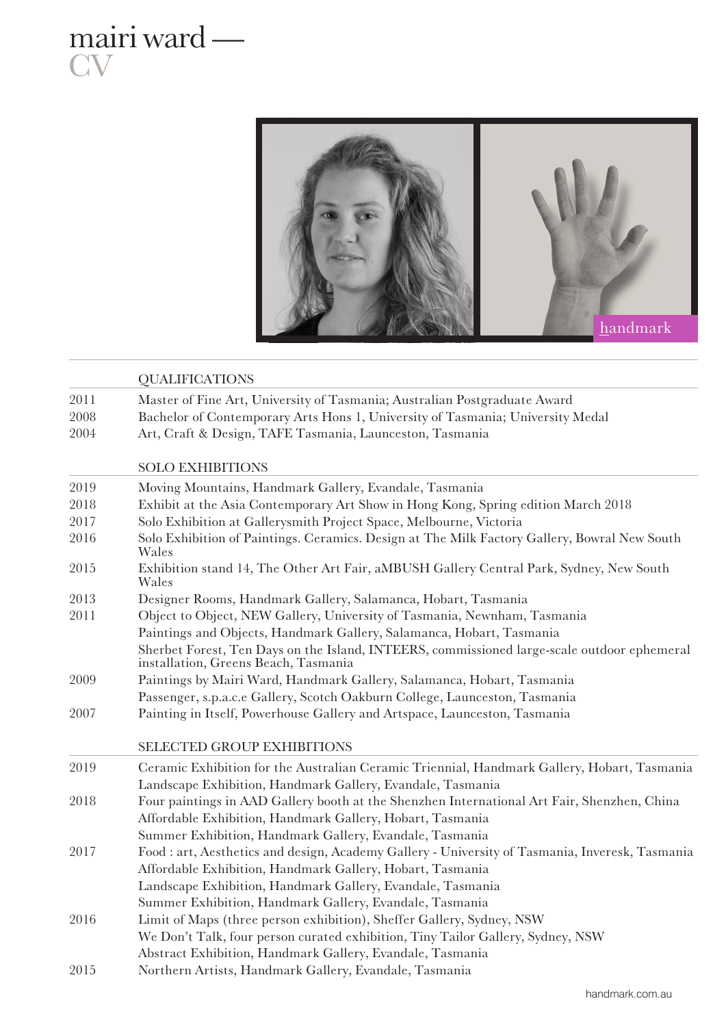# mairi ward — CV

handmark

## QUALIFICATIONS

| | |
|---|---|
| 2011 | Master of Fine Art, University of Tasmania; Australian Postgraduate Award |
| 2008 | Bachelor of Contemporary Arts Hons 1, University of Tasmania; University Medal |
| 2004 | Art, Craft & Design, TAFE Tasmania, Launceston, Tasmania |

## SOLO EXHIBITIONS

| | |
|---|---|
| 2019 | Moving Mountains, Handmark Gallery, Evandale, Tasmania |
| 2018 | Exhibit at the Asia Contemporary Art Show in Hong Kong, Spring edition March 2018 |
| 2017 | Solo Exhibition at Gallerysmith Project Space, Melbourne, Victoria |
| 2016 | Solo Exhibition of Paintings. Ceramics. Design at The Milk Factory Gallery, Bowral New South Wales |
| 2015 | Exhibition stand 14, The Other Art Fair, aMBUSH Gallery Central Park, Sydney, New South Wales |
| 2013 | Designer Rooms, Handmark Gallery, Salamanca, Hobart, Tasmania |
| 2011 | Object to Object, NEW Gallery, University of Tasmania, Newnham, Tasmania |
| | Paintings and Objects, Handmark Gallery, Salamanca, Hobart, Tasmania |
| | Sherbet Forest, Ten Days on the Island, INTEERS, commissioned large-scale outdoor ephemeral installation, Greens Beach, Tasmania |
| 2009 | Paintings by Mairi Ward, Handmark Gallery, Salamanca, Hobart, Tasmania |
| | Passenger, s.p.a.c.e Gallery, Scotch Oakburn College, Launceston, Tasmania |
| 2007 | Painting in Itself, Powerhouse Gallery and Artspace, Launceston, Tasmania |

## SELECTED GROUP EXHIBITIONS

| | |
|---|---|
| 2019 | Ceramic Exhibition for the Australian Ceramic Triennial, Handmark Gallery, Hobart, Tasmania |
| | Landscape Exhibition, Handmark Gallery, Evandale, Tasmania |
| 2018 | Four paintings in AAD Gallery booth at the Shenzhen International Art Fair, Shenzhen, China |
| | Affordable Exhibition, Handmark Gallery, Hobart, Tasmania |
| | Summer Exhibition, Handmark Gallery, Evandale, Tasmania |
| 2017 | Food : art, Aesthetics and design, Academy Gallery - University of Tasmania, Inveresk, Tasmania |
| | Affordable Exhibition, Handmark Gallery, Hobart, Tasmania |
| | Landscape Exhibition, Handmark Gallery, Evandale, Tasmania |
| | Summer Exhibition, Handmark Gallery, Evandale, Tasmania |
| 2016 | Limit of Maps (three person exhibition), Sheffer Gallery, Sydney, NSW |
| | We Don't Talk, four person curated exhibition, Tiny Tailor Gallery, Sydney, NSW |
| | Abstract Exhibition, Handmark Gallery, Evandale, Tasmania |
| 2015 | Northern Artists, Handmark Gallery, Evandale, Tasmania |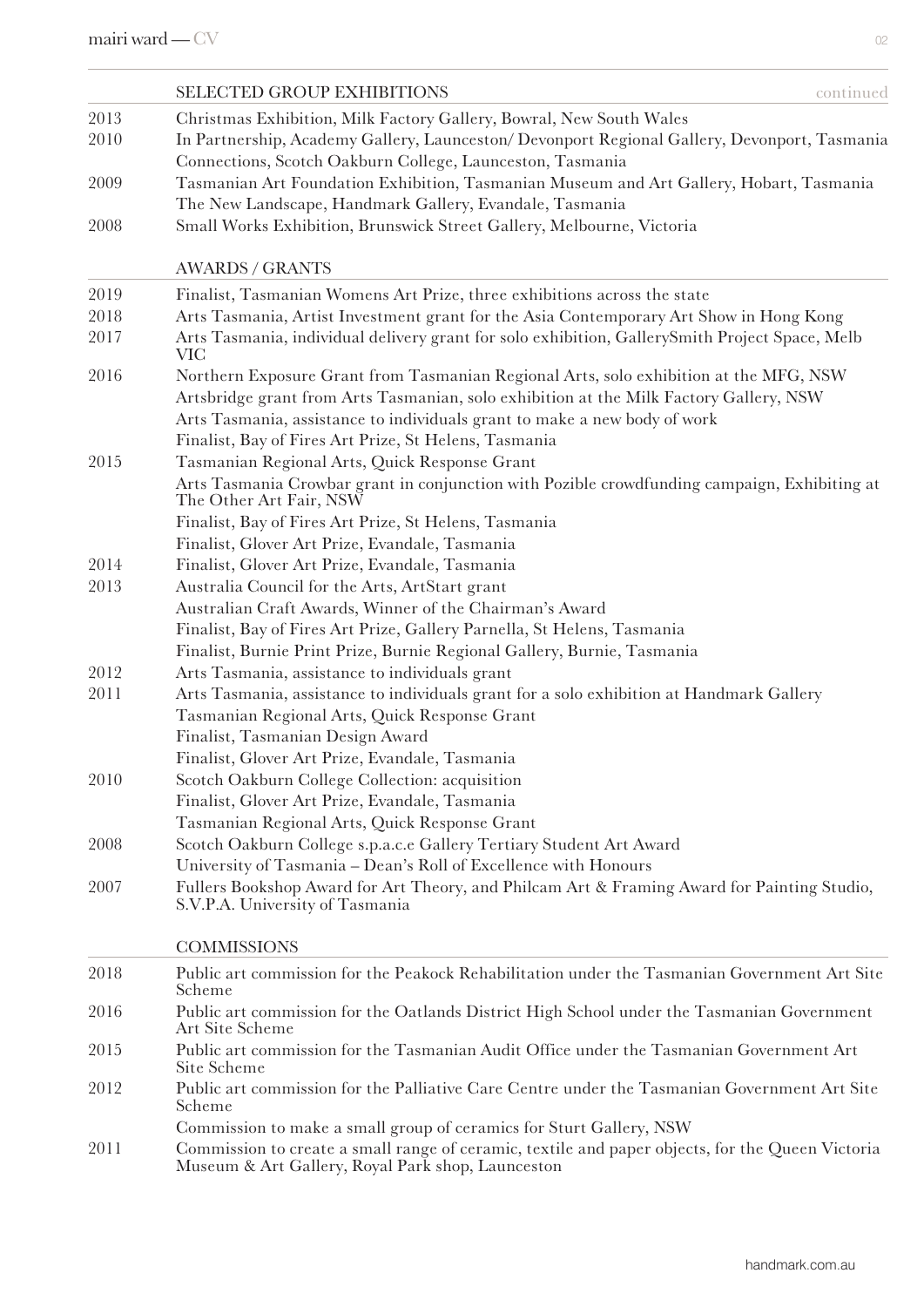## SELECTED GROUP EXHIBITIONS continued

| | |
|---|---|
| 2013 | Christmas Exhibition, Milk Factory Gallery, Bowral, New South Wales |
| 2010 | In Partnership, Academy Gallery, Launceston/ Devonport Regional Gallery, Devonport, Tasmania |
| | Connections, Scotch Oakburn College, Launceston, Tasmania |
| 2009 | Tasmanian Art Foundation Exhibition, Tasmanian Museum and Art Gallery, Hobart, Tasmania |
| | The New Landscape, Handmark Gallery, Evandale, Tasmania |
| 2008 | Small Works Exhibition, Brunswick Street Gallery, Melbourne, Victoria |

## AWARDS / GRANTS

| | |
|---|---|
| 2019 | Finalist, Tasmanian Womens Art Prize, three exhibitions across the state |
| 2018 | Arts Tasmania, Artist Investment grant for the Asia Contemporary Art Show in Hong Kong |
| 2017 | Arts Tasmania, individual delivery grant for solo exhibition, GallerySmith Project Space, Melb VIC |
| 2016 | Northern Exposure Grant from Tasmanian Regional Arts, solo exhibition at the MFG, NSW |
| | Artsbridge grant from Arts Tasmanian, solo exhibition at the Milk Factory Gallery, NSW |
| | Arts Tasmania, assistance to individuals grant to make a new body of work |
| | Finalist, Bay of Fires Art Prize, St Helens, Tasmania |
| 2015 | Tasmanian Regional Arts, Quick Response Grant |
| | Arts Tasmania Crowbar grant in conjunction with Pozible crowdfunding campaign, Exhibiting at The Other Art Fair, NSW |
| | Finalist, Bay of Fires Art Prize, St Helens, Tasmania |
| | Finalist, Glover Art Prize, Evandale, Tasmania |
| 2014 | Finalist, Glover Art Prize, Evandale, Tasmania |
| 2013 | Australia Council for the Arts, ArtStart grant |
| | Australian Craft Awards, Winner of the Chairman's Award |
| | Finalist, Bay of Fires Art Prize, Gallery Parnella, St Helens, Tasmania |
| | Finalist, Burnie Print Prize, Burnie Regional Gallery, Burnie, Tasmania |
| 2012 | Arts Tasmania, assistance to individuals grant |
| 2011 | Arts Tasmania, assistance to individuals grant for a solo exhibition at Handmark Gallery |
| | Tasmanian Regional Arts, Quick Response Grant |
| | Finalist, Tasmanian Design Award |
| | Finalist, Glover Art Prize, Evandale, Tasmania |
| 2010 | Scotch Oakburn College Collection: acquisition |
| | Finalist, Glover Art Prize, Evandale, Tasmania |
| | Tasmanian Regional Arts, Quick Response Grant |
| 2008 | Scotch Oakburn College s.p.a.c.e Gallery Tertiary Student Art Award |
| | University of Tasmania – Dean's Roll of Excellence with Honours |
| 2007 | Fullers Bookshop Award for Art Theory, and Philcam Art & Framing Award for Painting Studio, S.V.P.A. University of Tasmania |

## COMMISSIONS

| | |
|---|---|
| 2018 | Public art commission for the Peakock Rehabilitation under the Tasmanian Government Art Site Scheme |
| 2016 | Public art commission for the Oatlands District High School under the Tasmanian Government Art Site Scheme |
| 2015 | Public art commission for the Tasmanian Audit Office under the Tasmanian Government Art Site Scheme |
| 2012 | Public art commission for the Palliative Care Centre under the Tasmanian Government Art Site Scheme |
| | Commission to make a small group of ceramics for Sturt Gallery, NSW |
| 2011 | Commission to create a small range of ceramic, textile and paper objects, for the Queen Victoria Museum & Art Gallery, Royal Park shop, Launceston |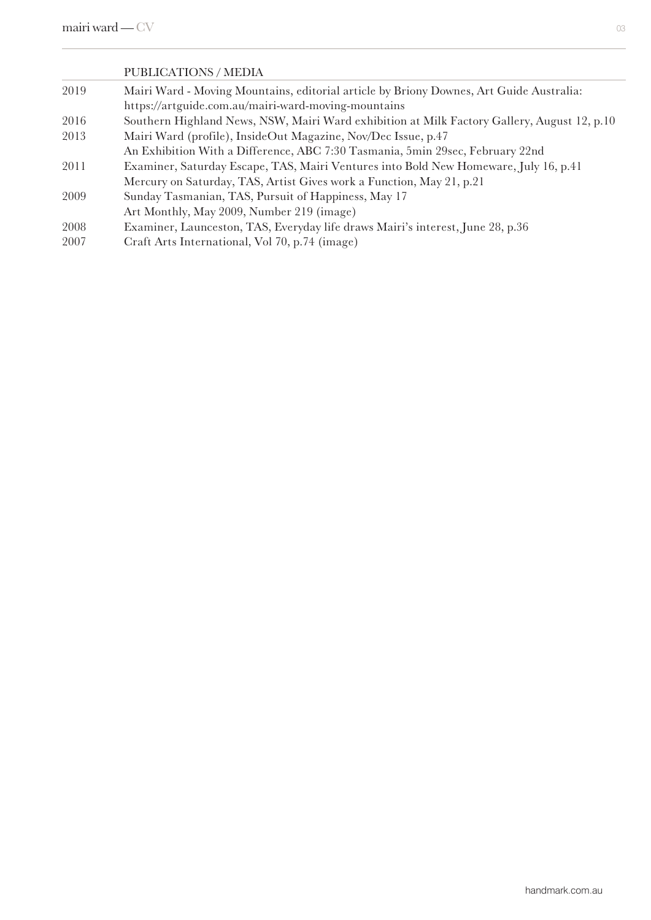## PUBLICATIONS / MEDIA

| | |
|---|---|
| 2019 | Mairi Ward - Moving Mountains, editorial article by Briony Downes, Art Guide Australia: https://artguide.com.au/mairi-ward-moving-mountains |
| 2016 | Southern Highland News, NSW, Mairi Ward exhibition at Milk Factory Gallery, August 12, p.10 |
| 2013 | Mairi Ward (profile), InsideOut Magazine, Nov/Dec Issue, p.47 |
| | An Exhibition With a Difference, ABC 7:30 Tasmania, 5min 29sec, February 22nd |
| 2011 | Examiner, Saturday Escape, TAS, Mairi Ventures into Bold New Homeware, July 16, p.41 |
| | Mercury on Saturday, TAS, Artist Gives work a Function, May 21, p.21 |
| 2009 | Sunday Tasmanian, TAS, Pursuit of Happiness, May 17 |
| | Art Monthly, May 2009, Number 219 (image) |
| 2008 | Examiner, Launceston, TAS, Everyday life draws Mairi's interest, June 28, p.36 |
| 2007 | Craft Arts International, Vol 70, p.74 (image) |